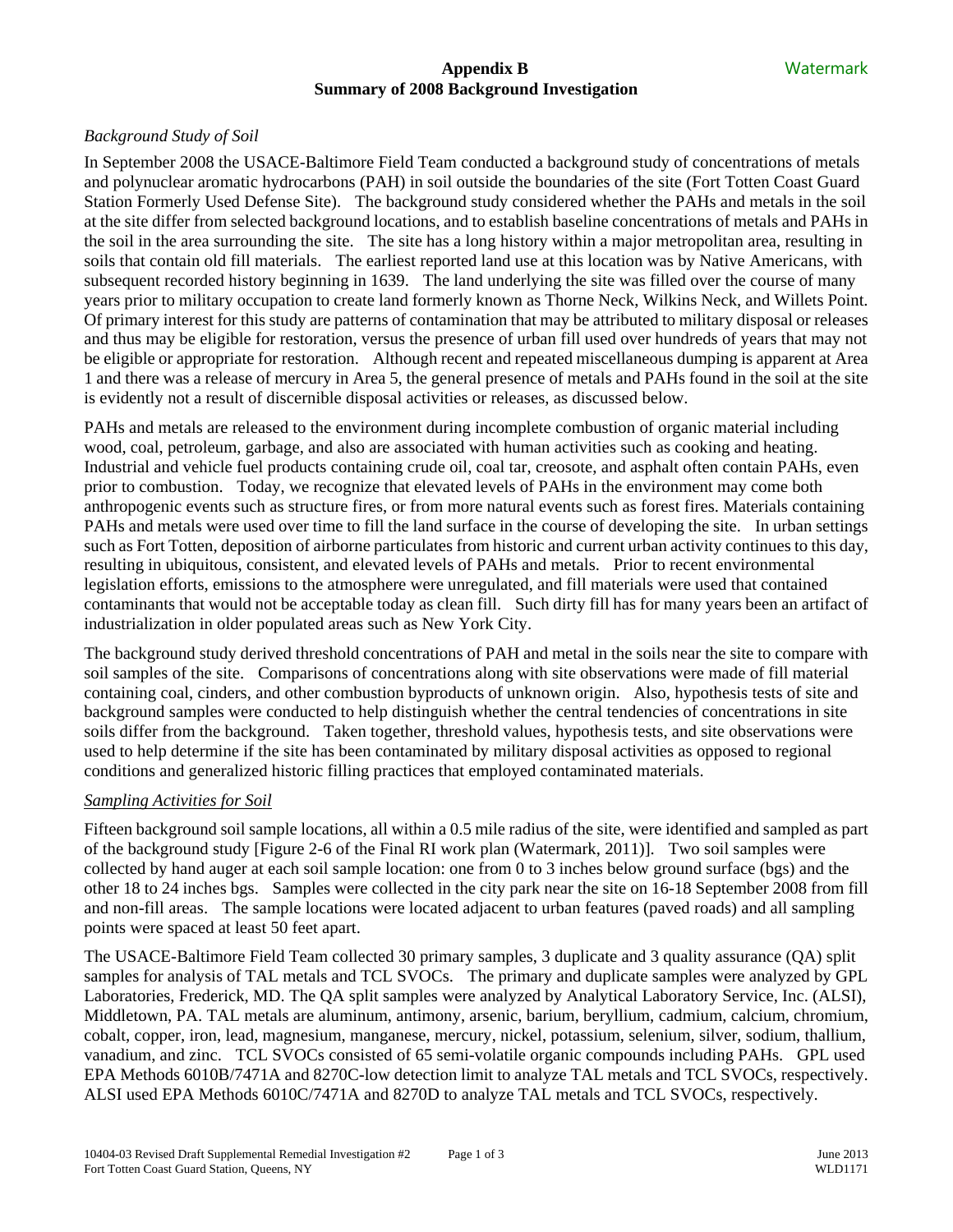# Appendix B
# Summary of 2008 Background Investigation

*Background Study of Soil*

In September 2008 the USACE-Baltimore Field Team conducted a background study of concentrations of metals and polynuclear aromatic hydrocarbons (PAH) in soil outside the boundaries of the site (Fort Totten Coast Guard Station Formerly Used Defense Site). The background study considered whether the PAHs and metals in the soil at the site differ from selected background locations, and to establish baseline concentrations of metals and PAHs in the soil in the area surrounding the site. The site has a long history within a major metropolitan area, resulting in soils that contain old fill materials. The earliest reported land use at this location was by Native Americans, with subsequent recorded history beginning in 1639. The land underlying the site was filled over the course of many years prior to military occupation to create land formerly known as Thorne Neck, Wilkins Neck, and Willets Point. Of primary interest for this study are patterns of contamination that may be attributed to military disposal or releases and thus may be eligible for restoration, versus the presence of urban fill used over hundreds of years that may not be eligible or appropriate for restoration. Although recent and repeated miscellaneous dumping is apparent at Area 1 and there was a release of mercury in Area 5, the general presence of metals and PAHs found in the soil at the site is evidently not a result of discernible disposal activities or releases, as discussed below.

PAHs and metals are released to the environment during incomplete combustion of organic material including wood, coal, petroleum, garbage, and also are associated with human activities such as cooking and heating. Industrial and vehicle fuel products containing crude oil, coal tar, creosote, and asphalt often contain PAHs, even prior to combustion. Today, we recognize that elevated levels of PAHs in the environment may come both anthropogenic events such as structure fires, or from more natural events such as forest fires. Materials containing PAHs and metals were used over time to fill the land surface in the course of developing the site. In urban settings such as Fort Totten, deposition of airborne particulates from historic and current urban activity continues to this day, resulting in ubiquitous, consistent, and elevated levels of PAHs and metals. Prior to recent environmental legislation efforts, emissions to the atmosphere were unregulated, and fill materials were used that contained contaminants that would not be acceptable today as clean fill. Such dirty fill has for many years been an artifact of industrialization in older populated areas such as New York City.

The background study derived threshold concentrations of PAH and metal in the soils near the site to compare with soil samples of the site. Comparisons of concentrations along with site observations were made of fill material containing coal, cinders, and other combustion byproducts of unknown origin. Also, hypothesis tests of site and background samples were conducted to help distinguish whether the central tendencies of concentrations in site soils differ from the background. Taken together, threshold values, hypothesis tests, and site observations were used to help determine if the site has been contaminated by military disposal activities as opposed to regional conditions and generalized historic filling practices that employed contaminated materials.

*Sampling Activities for Soil*

Fifteen background soil sample locations, all within a 0.5 mile radius of the site, were identified and sampled as part of the background study [Figure 2-6 of the Final RI work plan (Watermark, 2011)]. Two soil samples were collected by hand auger at each soil sample location: one from 0 to 3 inches below ground surface (bgs) and the other 18 to 24 inches bgs. Samples were collected in the city park near the site on 16-18 September 2008 from fill and non-fill areas. The sample locations were located adjacent to urban features (paved roads) and all sampling points were spaced at least 50 feet apart.

The USACE-Baltimore Field Team collected 30 primary samples, 3 duplicate and 3 quality assurance (QA) split samples for analysis of TAL metals and TCL SVOCs. The primary and duplicate samples were analyzed by GPL Laboratories, Frederick, MD. The QA split samples were analyzed by Analytical Laboratory Service, Inc. (ALSI), Middletown, PA. TAL metals are aluminum, antimony, arsenic, barium, beryllium, cadmium, calcium, chromium, cobalt, copper, iron, lead, magnesium, manganese, mercury, nickel, potassium, selenium, silver, sodium, thallium, vanadium, and zinc. TCL SVOCs consisted of 65 semi-volatile organic compounds including PAHs. GPL used EPA Methods 6010B/7471A and 8270C-low detection limit to analyze TAL metals and TCL SVOCs, respectively. ALSI used EPA Methods 6010C/7471A and 8270D to analyze TAL metals and TCL SVOCs, respectively.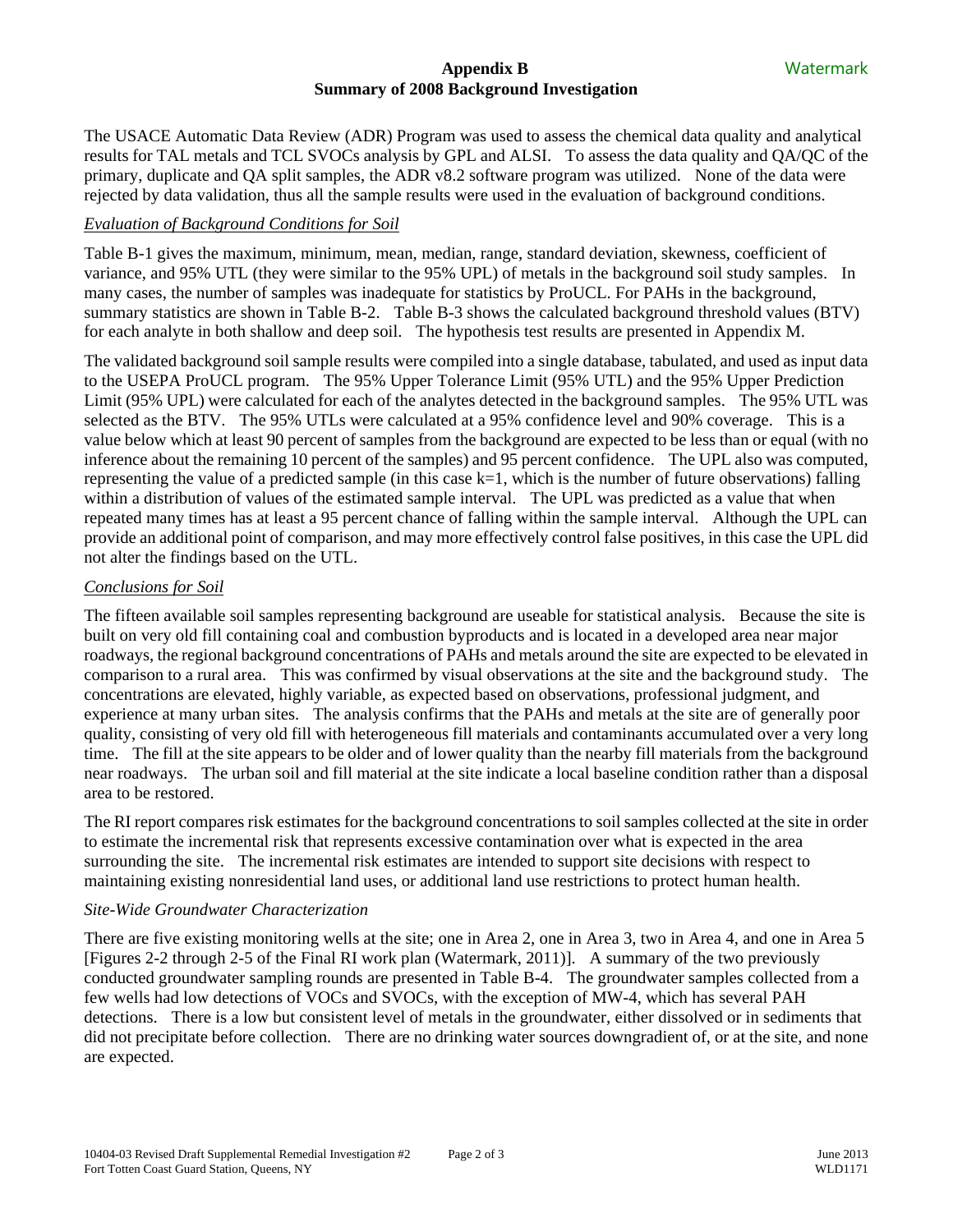## Appendix B
## Summary of 2008 Background Investigation

The USACE Automatic Data Review (ADR) Program was used to assess the chemical data quality and analytical results for TAL metals and TCL SVOCs analysis by GPL and ALSI. To assess the data quality and QA/QC of the primary, duplicate and QA split samples, the ADR v8.2 software program was utilized. None of the data were rejected by data validation, thus all the sample results were used in the evaluation of background conditions.

*Evaluation of Background Conditions for Soil*

Table B-1 gives the maximum, minimum, mean, median, range, standard deviation, skewness, coefficient of variance, and 95% UTL (they were similar to the 95% UPL) of metals in the background soil study samples. In many cases, the number of samples was inadequate for statistics by ProUCL. For PAHs in the background, summary statistics are shown in Table B-2. Table B-3 shows the calculated background threshold values (BTV) for each analyte in both shallow and deep soil. The hypothesis test results are presented in Appendix M.

The validated background soil sample results were compiled into a single database, tabulated, and used as input data to the USEPA ProUCL program. The 95% Upper Tolerance Limit (95% UTL) and the 95% Upper Prediction Limit (95% UPL) were calculated for each of the analytes detected in the background samples. The 95% UTL was selected as the BTV. The 95% UTLs were calculated at a 95% confidence level and 90% coverage. This is a value below which at least 90 percent of samples from the background are expected to be less than or equal (with no inference about the remaining 10 percent of the samples) and 95 percent confidence. The UPL also was computed, representing the value of a predicted sample (in this case k=1, which is the number of future observations) falling within a distribution of values of the estimated sample interval. The UPL was predicted as a value that when repeated many times has at least a 95 percent chance of falling within the sample interval. Although the UPL can provide an additional point of comparison, and may more effectively control false positives, in this case the UPL did not alter the findings based on the UTL.

*Conclusions for Soil*

The fifteen available soil samples representing background are useable for statistical analysis. Because the site is built on very old fill containing coal and combustion byproducts and is located in a developed area near major roadways, the regional background concentrations of PAHs and metals around the site are expected to be elevated in comparison to a rural area. This was confirmed by visual observations at the site and the background study. The concentrations are elevated, highly variable, as expected based on observations, professional judgment, and experience at many urban sites. The analysis confirms that the PAHs and metals at the site are of generally poor quality, consisting of very old fill with heterogeneous fill materials and contaminants accumulated over a very long time. The fill at the site appears to be older and of lower quality than the nearby fill materials from the background near roadways. The urban soil and fill material at the site indicate a local baseline condition rather than a disposal area to be restored.

The RI report compares risk estimates for the background concentrations to soil samples collected at the site in order to estimate the incremental risk that represents excessive contamination over what is expected in the area surrounding the site. The incremental risk estimates are intended to support site decisions with respect to maintaining existing nonresidential land uses, or additional land use restrictions to protect human health.

*Site-Wide Groundwater Characterization*

There are five existing monitoring wells at the site; one in Area 2, one in Area 3, two in Area 4, and one in Area 5 [Figures 2-2 through 2-5 of the Final RI work plan (Watermark, 2011)]. A summary of the two previously conducted groundwater sampling rounds are presented in Table B-4. The groundwater samples collected from a few wells had low detections of VOCs and SVOCs, with the exception of MW-4, which has several PAH detections. There is a low but consistent level of metals in the groundwater, either dissolved or in sediments that did not precipitate before collection. There are no drinking water sources downgradient of, or at the site, and none are expected.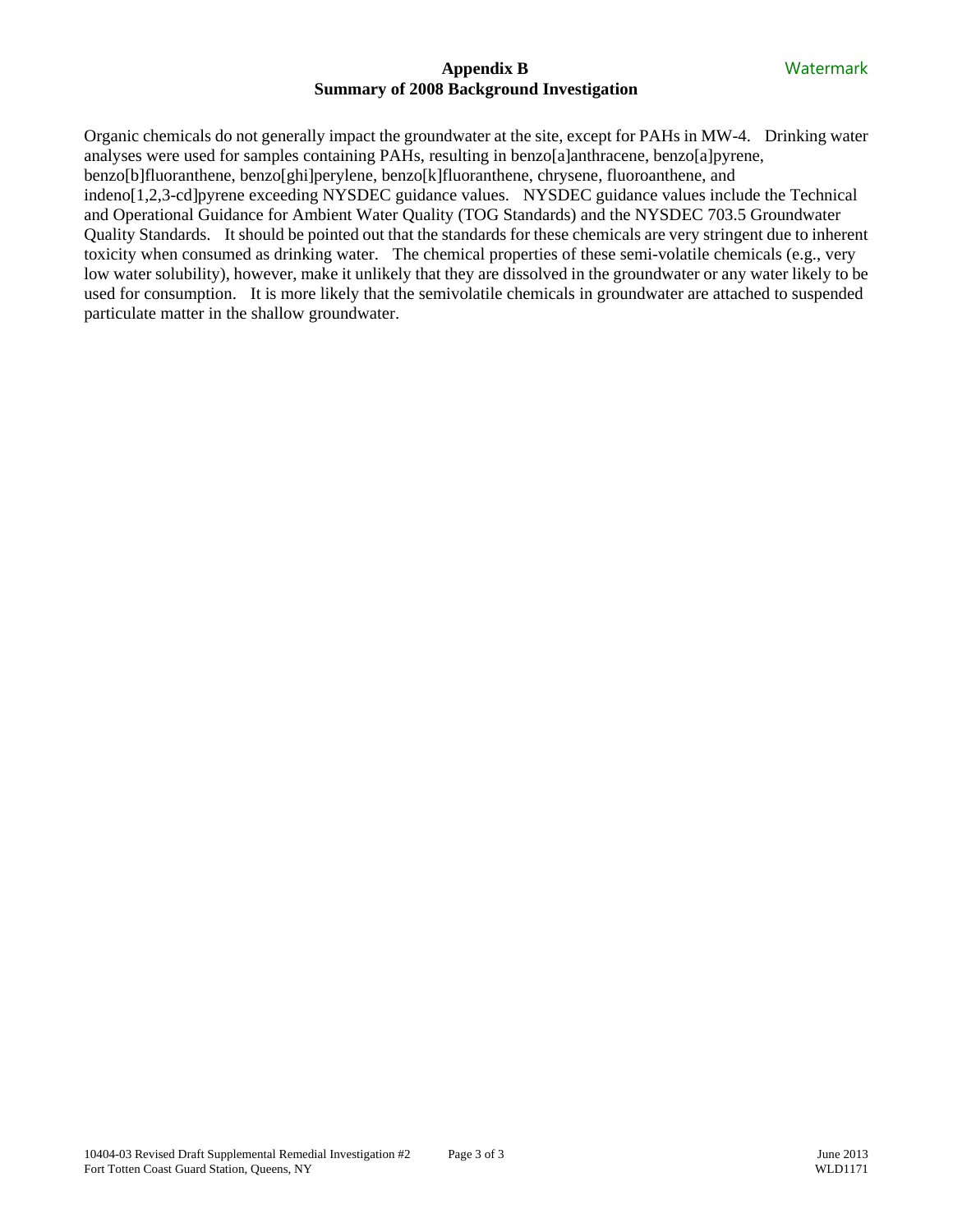**Appendix B**
**Summary of 2008 Background Investigation**

Organic chemicals do not generally impact the groundwater at the site, except for PAHs in MW-4. Drinking water analyses were used for samples containing PAHs, resulting in benzo[a]anthracene, benzo[a]pyrene, benzo[b]fluoranthene, benzo[ghi]perylene, benzo[k]fluoranthene, chrysene, fluoroanthene, and indeno[1,2,3-cd]pyrene exceeding NYSDEC guidance values. NYSDEC guidance values include the Technical and Operational Guidance for Ambient Water Quality (TOG Standards) and the NYSDEC 703.5 Groundwater Quality Standards. It should be pointed out that the standards for these chemicals are very stringent due to inherent toxicity when consumed as drinking water. The chemical properties of these semi-volatile chemicals (e.g., very low water solubility), however, make it unlikely that they are dissolved in the groundwater or any water likely to be used for consumption. It is more likely that the semivolatile chemicals in groundwater are attached to suspended particulate matter in the shallow groundwater.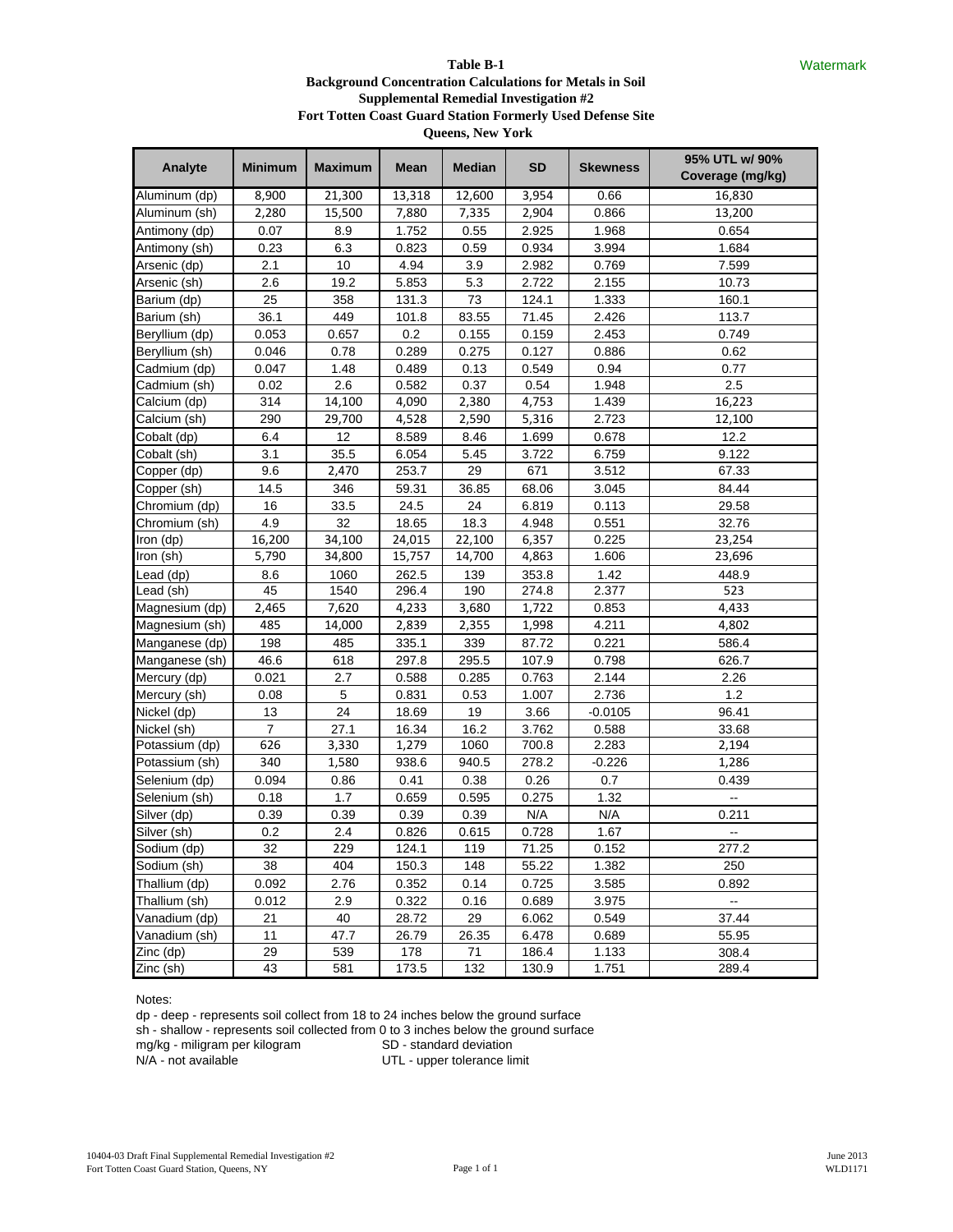# Table B-1
## Background Concentration Calculations for Metals in Soil
## Supplemental Remedial Investigation #2
## Fort Totten Coast Guard Station Formerly Used Defense Site
## Queens, New York

| Analyte | Minimum | Maximum | Mean | Median | SD | Skewness | 95% UTL w/ 90% Coverage (mg/kg) |
|---|---|---|---|---|---|---|---|
| Aluminum (dp) | 8,900 | 21,300 | 13,318 | 12,600 | 3,954 | 0.66 | 16,830 |
| Aluminum (sh) | 2,280 | 15,500 | 7,880 | 7,335 | 2,904 | 0.866 | 13,200 |
| Antimony (dp) | 0.07 | 8.9 | 1.752 | 0.55 | 2.925 | 1.968 | 0.654 |
| Antimony (sh) | 0.23 | 6.3 | 0.823 | 0.59 | 0.934 | 3.994 | 1.684 |
| Arsenic (dp) | 2.1 | 10 | 4.94 | 3.9 | 2.982 | 0.769 | 7.599 |
| Arsenic (sh) | 2.6 | 19.2 | 5.853 | 5.3 | 2.722 | 2.155 | 10.73 |
| Barium (dp) | 25 | 358 | 131.3 | 73 | 124.1 | 1.333 | 160.1 |
| Barium (sh) | 36.1 | 449 | 101.8 | 83.55 | 71.45 | 2.426 | 113.7 |
| Beryllium (dp) | 0.053 | 0.657 | 0.2 | 0.155 | 0.159 | 2.453 | 0.749 |
| Beryllium (sh) | 0.046 | 0.78 | 0.289 | 0.275 | 0.127 | 0.886 | 0.62 |
| Cadmium (dp) | 0.047 | 1.48 | 0.489 | 0.13 | 0.549 | 0.94 | 0.77 |
| Cadmium (sh) | 0.02 | 2.6 | 0.582 | 0.37 | 0.54 | 1.948 | 2.5 |
| Calcium (dp) | 314 | 14,100 | 4,090 | 2,380 | 4,753 | 1.439 | 16,223 |
| Calcium (sh) | 290 | 29,700 | 4,528 | 2,590 | 5,316 | 2.723 | 12,100 |
| Cobalt (dp) | 6.4 | 12 | 8.589 | 8.46 | 1.699 | 0.678 | 12.2 |
| Cobalt (sh) | 3.1 | 35.5 | 6.054 | 5.45 | 3.722 | 6.759 | 9.122 |
| Copper (dp) | 9.6 | 2,470 | 253.7 | 29 | 671 | 3.512 | 67.33 |
| Copper (sh) | 14.5 | 346 | 59.31 | 36.85 | 68.06 | 3.045 | 84.44 |
| Chromium (dp) | 16 | 33.5 | 24.5 | 24 | 6.819 | 0.113 | 29.58 |
| Chromium (sh) | 4.9 | 32 | 18.65 | 18.3 | 4.948 | 0.551 | 32.76 |
| Iron (dp) | 16,200 | 34,100 | 24,015 | 22,100 | 6,357 | 0.225 | 23,254 |
| Iron (sh) | 5,790 | 34,800 | 15,757 | 14,700 | 4,863 | 1.606 | 23,696 |
| Lead (dp) | 8.6 | 1060 | 262.5 | 139 | 353.8 | 1.42 | 448.9 |
| Lead (sh) | 45 | 1540 | 296.4 | 190 | 274.8 | 2.377 | 523 |
| Magnesium (dp) | 2,465 | 7,620 | 4,233 | 3,680 | 1,722 | 0.853 | 4,433 |
| Magnesium (sh) | 485 | 14,000 | 2,839 | 2,355 | 1,998 | 4.211 | 4,802 |
| Manganese (dp) | 198 | 485 | 335.1 | 339 | 87.72 | 0.221 | 586.4 |
| Manganese (sh) | 46.6 | 618 | 297.8 | 295.5 | 107.9 | 0.798 | 626.7 |
| Mercury (dp) | 0.021 | 2.7 | 0.588 | 0.285 | 0.763 | 2.144 | 2.26 |
| Mercury (sh) | 0.08 | 5 | 0.831 | 0.53 | 1.007 | 2.736 | 1.2 |
| Nickel (dp) | 13 | 24 | 18.69 | 19 | 3.66 | -0.0105 | 96.41 |
| Nickel (sh) | 7 | 27.1 | 16.34 | 16.2 | 3.762 | 0.588 | 33.68 |
| Potassium (dp) | 626 | 3,330 | 1,279 | 1060 | 700.8 | 2.283 | 2,194 |
| Potassium (sh) | 340 | 1,580 | 938.6 | 940.5 | 278.2 | -0.226 | 1,286 |
| Selenium (dp) | 0.094 | 0.86 | 0.41 | 0.38 | 0.26 | 0.7 | 0.439 |
| Selenium (sh) | 0.18 | 1.7 | 0.659 | 0.595 | 0.275 | 1.32 | -- |
| Silver (dp) | 0.39 | 0.39 | 0.39 | 0.39 | N/A | N/A | 0.211 |
| Silver (sh) | 0.2 | 2.4 | 0.826 | 0.615 | 0.728 | 1.67 | -- |
| Sodium (dp) | 32 | 229 | 124.1 | 119 | 71.25 | 0.152 | 277.2 |
| Sodium (sh) | 38 | 404 | 150.3 | 148 | 55.22 | 1.382 | 250 |
| Thallium (dp) | 0.092 | 2.76 | 0.352 | 0.14 | 0.725 | 3.585 | 0.892 |
| Thallium (sh) | 0.012 | 2.9 | 0.322 | 0.16 | 0.689 | 3.975 | -- |
| Vanadium (dp) | 21 | 40 | 28.72 | 29 | 6.062 | 0.549 | 37.44 |
| Vanadium (sh) | 11 | 47.7 | 26.79 | 26.35 | 6.478 | 0.689 | 55.95 |
| Zinc (dp) | 29 | 539 | 178 | 71 | 186.4 | 1.133 | 308.4 |
| Zinc (sh) | 43 | 581 | 173.5 | 132 | 130.9 | 1.751 | 289.4 |

Notes:

dp - deep - represents soil collect from 18 to 24 inches below the ground surface

sh - shallow - represents soil collected from 0 to 3 inches below the ground surface

mg/kg - miligram per kilogram

SD - standard deviation

N/A - not available

UTL - upper tolerance limit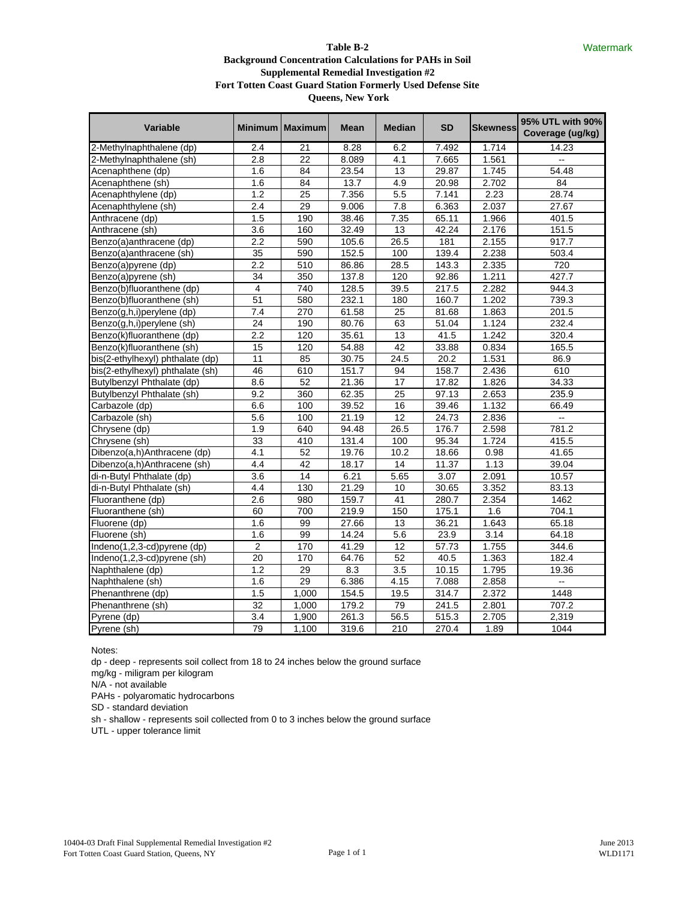**Table B-2**
**Background Concentration Calculations for PAHs in Soil**
**Supplemental Remedial Investigation #2**
**Fort Totten Coast Guard Station Formerly Used Defense Site**
**Queens, New York**

| Variable | Minimum | Maximum | Mean | Median | SD | Skewness | 95% UTL with 90% Coverage (ug/kg) |
|---|---|---|---|---|---|---|---|
| 2-Methylnaphthalene (dp) | 2.4 | 21 | 8.28 | 6.2 | 7.492 | 1.714 | 14.23 |
| 2-Methylnaphthalene (sh) | 2.8 | 22 | 8.089 | 4.1 | 7.665 | 1.561 | -- |
| Acenaphthene (dp) | 1.6 | 84 | 23.54 | 13 | 29.87 | 1.745 | 54.48 |
| Acenaphthene (sh) | 1.6 | 84 | 13.7 | 4.9 | 20.98 | 2.702 | 84 |
| Acenaphthylene (dp) | 1.2 | 25 | 7.356 | 5.5 | 7.141 | 2.23 | 28.74 |
| Acenaphthylene (sh) | 2.4 | 29 | 9.006 | 7.8 | 6.363 | 2.037 | 27.67 |
| Anthracene (dp) | 1.5 | 190 | 38.46 | 7.35 | 65.11 | 1.966 | 401.5 |
| Anthracene (sh) | 3.6 | 160 | 32.49 | 13 | 42.24 | 2.176 | 151.5 |
| Benzo(a)anthracene (dp) | 2.2 | 590 | 105.6 | 26.5 | 181 | 2.155 | 917.7 |
| Benzo(a)anthracene (sh) | 35 | 590 | 152.5 | 100 | 139.4 | 2.238 | 503.4 |
| Benzo(a)pyrene (dp) | 2.2 | 510 | 86.86 | 28.5 | 143.3 | 2.335 | 720 |
| Benzo(a)pyrene (sh) | 34 | 350 | 137.8 | 120 | 92.86 | 1.211 | 427.7 |
| Benzo(b)fluoranthene (dp) | 4 | 740 | 128.5 | 39.5 | 217.5 | 2.282 | 944.3 |
| Benzo(b)fluoranthene (sh) | 51 | 580 | 232.1 | 180 | 160.7 | 1.202 | 739.3 |
| Benzo(g,h,i)perylene (dp) | 7.4 | 270 | 61.58 | 25 | 81.68 | 1.863 | 201.5 |
| Benzo(g,h,i)perylene (sh) | 24 | 190 | 80.76 | 63 | 51.04 | 1.124 | 232.4 |
| Benzo(k)fluoranthene (dp) | 2.2 | 120 | 35.61 | 13 | 41.5 | 1.242 | 320.4 |
| Benzo(k)fluoranthene (sh) | 15 | 120 | 54.88 | 42 | 33.88 | 0.834 | 165.5 |
| bis(2-ethylhexyl) phthalate (dp) | 11 | 85 | 30.75 | 24.5 | 20.2 | 1.531 | 86.9 |
| bis(2-ethylhexyl) phthalate (sh) | 46 | 610 | 151.7 | 94 | 158.7 | 2.436 | 610 |
| Butylbenzyl Phthalate (dp) | 8.6 | 52 | 21.36 | 17 | 17.82 | 1.826 | 34.33 |
| Butylbenzyl Phthalate (sh) | 9.2 | 360 | 62.35 | 25 | 97.13 | 2.653 | 235.9 |
| Carbazole (dp) | 6.6 | 100 | 39.52 | 16 | 39.46 | 1.132 | 66.49 |
| Carbazole (sh) | 5.6 | 100 | 21.19 | 12 | 24.73 | 2.836 | -- |
| Chrysene (dp) | 1.9 | 640 | 94.48 | 26.5 | 176.7 | 2.598 | 781.2 |
| Chrysene (sh) | 33 | 410 | 131.4 | 100 | 95.34 | 1.724 | 415.5 |
| Dibenzo(a,h)Anthracene (dp) | 4.1 | 52 | 19.76 | 10.2 | 18.66 | 0.98 | 41.65 |
| Dibenzo(a,h)Anthracene (sh) | 4.4 | 42 | 18.17 | 14 | 11.37 | 1.13 | 39.04 |
| di-n-Butyl Phthalate (dp) | 3.6 | 14 | 6.21 | 5.65 | 3.07 | 2.091 | 10.57 |
| di-n-Butyl Phthalate (sh) | 4.4 | 130 | 21.29 | 10 | 30.65 | 3.352 | 83.13 |
| Fluoranthene (dp) | 2.6 | 980 | 159.7 | 41 | 280.7 | 2.354 | 1462 |
| Fluoranthene (sh) | 60 | 700 | 219.9 | 150 | 175.1 | 1.6 | 704.1 |
| Fluorene (dp) | 1.6 | 99 | 27.66 | 13 | 36.21 | 1.643 | 65.18 |
| Fluorene (sh) | 1.6 | 99 | 14.24 | 5.6 | 23.9 | 3.14 | 64.18 |
| Indeno(1,2,3-cd)pyrene (dp) | 2 | 170 | 41.29 | 12 | 57.73 | 1.755 | 344.6 |
| Indeno(1,2,3-cd)pyrene (sh) | 20 | 170 | 64.76 | 52 | 40.5 | 1.363 | 182.4 |
| Naphthalene (dp) | 1.2 | 29 | 8.3 | 3.5 | 10.15 | 1.795 | 19.36 |
| Naphthalene (sh) | 1.6 | 29 | 6.386 | 4.15 | 7.088 | 2.858 | -- |
| Phenanthrene (dp) | 1.5 | 1,000 | 154.5 | 19.5 | 314.7 | 2.372 | 1448 |
| Phenanthrene (sh) | 32 | 1,000 | 179.2 | 79 | 241.5 | 2.801 | 707.2 |
| Pyrene (dp) | 3.4 | 1,900 | 261.3 | 56.5 | 515.3 | 2.705 | 2,319 |
| Pyrene (sh) | 79 | 1,100 | 319.6 | 210 | 270.4 | 1.89 | 1044 |

Notes:

dp - deep - represents soil collect from 18 to 24 inches below the ground surface

mg/kg - miligram per kilogram

N/A - not available

PAHs - polyaromatic hydrocarbons

SD - standard deviation

sh - shallow - represents soil collected from 0 to 3 inches below the ground surface

UTL - upper tolerance limit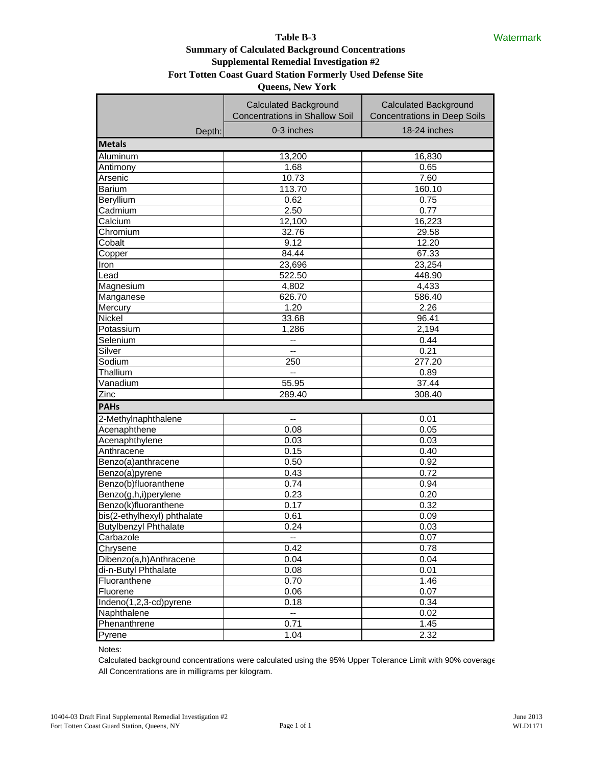# Table B-3

## Summary of Calculated Background Concentrations
## Supplemental Remedial Investigation #2
## Fort Totten Coast Guard Station Formerly Used Defense Site
## Queens, New York

| | Calculated Background Concentrations in Shallow Soil | Calculated Background Concentrations in Deep Soils |
|---|---|---|
| Depth: | 0-3 inches | 18-24 inches |
| **Metals** | | |
| Aluminum | 13,200 | 16,830 |
| Antimony | 1.68 | 0.65 |
| Arsenic | 10.73 | 7.60 |
| Barium | 113.70 | 160.10 |
| Beryllium | 0.62 | 0.75 |
| Cadmium | 2.50 | 0.77 |
| Calcium | 12,100 | 16,223 |
| Chromium | 32.76 | 29.58 |
| Cobalt | 9.12 | 12.20 |
| Copper | 84.44 | 67.33 |
| Iron | 23,696 | 23,254 |
| Lead | 522.50 | 448.90 |
| Magnesium | 4,802 | 4,433 |
| Manganese | 626.70 | 586.40 |
| Mercury | 1.20 | 2.26 |
| Nickel | 33.68 | 96.41 |
| Potassium | 1,286 | 2,194 |
| Selenium | -- | 0.44 |
| Silver | -- | 0.21 |
| Sodium | 250 | 277.20 |
| Thallium | -- | 0.89 |
| Vanadium | 55.95 | 37.44 |
| Zinc | 289.40 | 308.40 |
| **PAHs** | | |
| 2-Methylnaphthalene | -- | 0.01 |
| Acenaphthene | 0.08 | 0.05 |
| Acenaphthylene | 0.03 | 0.03 |
| Anthracene | 0.15 | 0.40 |
| Benzo(a)anthracene | 0.50 | 0.92 |
| Benzo(a)pyrene | 0.43 | 0.72 |
| Benzo(b)fluoranthene | 0.74 | 0.94 |
| Benzo(g,h,i)perylene | 0.23 | 0.20 |
| Benzo(k)fluoranthene | 0.17 | 0.32 |
| bis(2-ethylhexyl) phthalate | 0.61 | 0.09 |
| Butylbenzyl Phthalate | 0.24 | 0.03 |
| Carbazole | -- | 0.07 |
| Chrysene | 0.42 | 0.78 |
| Dibenzo(a,h)Anthracene | 0.04 | 0.04 |
| di-n-Butyl Phthalate | 0.08 | 0.01 |
| Fluoranthene | 0.70 | 1.46 |
| Fluorene | 0.06 | 0.07 |
| Indeno(1,2,3-cd)pyrene | 0.18 | 0.34 |
| Naphthalene | -- | 0.02 |
| Phenanthrene | 0.71 | 1.45 |
| Pyrene | 1.04 | 2.32 |

Notes:

Calculated background concentrations were calculated using the 95% Upper Tolerance Limit with 90% coverage

All Concentrations are in milligrams per kilogram.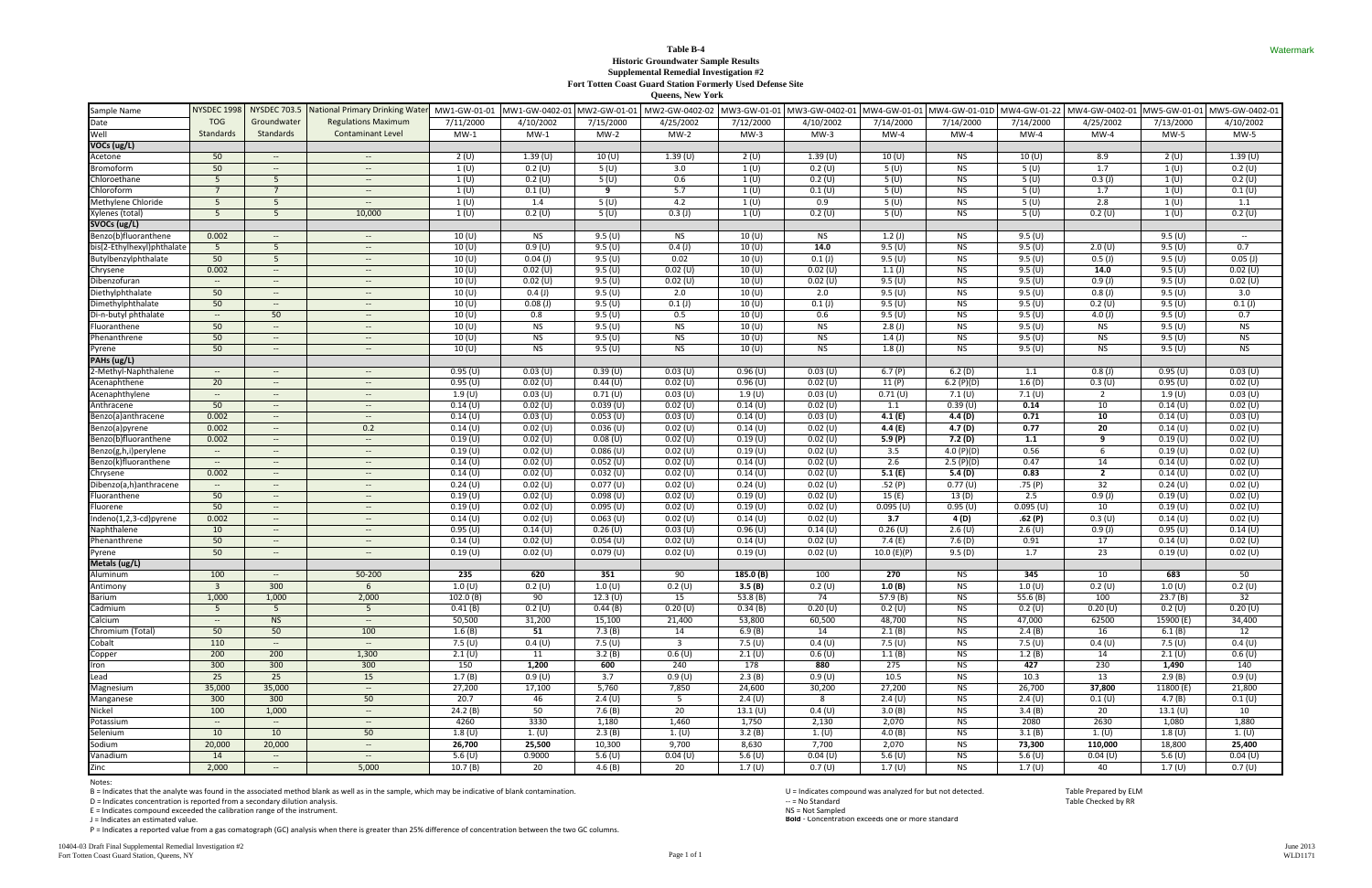**Table B-4**
**Historic Groundwater Sample Results**
**Supplemental Remedial Investigation #2**
**Fort Totten Coast Guard Station Formerly Used Defense Site**
**Queens, New York**

Watermark

| Sample Name | NYSDEC 1998 | NYSDEC 703.5 | National Primary Drinking Water | MW1-GW-01-01 | MW1-GW-0402-01 | MW2-GW-01-01 | MW2-GW-0402-02 | MW3-GW-01-01 | MW3-GW-0402-01 | MW4-GW-01-01 | MW4-GW-01-01D | MW4-GW-01-22 | MW4-GW-0402-01 | MW5-GW-01-01 | MW5-GW-0402-01 |
|---|---|---|---|---|---|---|---|---|---|---|---|---|---|---|---|
| Date | TOG | Groundwater | Regulations Maximum | 7/11/2000 | 4/10/2002 | 7/15/2000 | 4/25/2002 | 7/12/2000 | 4/10/2002 | 7/14/2000 | 7/14/2000 | 7/14/2000 | 4/25/2002 | 7/13/2000 | 4/10/2002 |
| Well | Standards | Standards | Contaminant Level | MW-1 | MW-1 | MW-2 | MW-2 | MW-3 | MW-3 | MW-4 | MW-4 | MW-4 | MW-4 | MW-5 | MW-5 |
| **VOCs (ug/L)** | | | | | | | | | | | | | | | |
| Acetone | 50 | -- | -- | 2 (U) | 1.39 (U) | 10 (U) | 1.39 (U) | 2 (U) | 1.39 (U) | 10 (U) | NS | 10 (U) | 8.9 | 2 (U) | 1.39 (U) |
| Bromoform | 50 | -- | -- | 1 (U) | 0.2 (U) | 5 (U) | 3.0 | 1 (U) | 0.2 (U) | 5 (U) | NS | 5 (U) | 1.7 | 1 (U) | 0.2 (U) |
| Chloroethane | 5 | 5 | -- | 1 (U) | 0.2 (U) | 5 (U) | 0.6 | 1 (U) | 0.2 (U) | 5 (U) | NS | 5 (U) | 0.3 (J) | 1 (U) | 0.2 (U) |
| Chloroform | 7 | 7 | -- | 1 (U) | 0.1 (U) | **9** | 5.7 | 1 (U) | 0.1 (U) | 5 (U) | NS | 5 (U) | 1.7 | 1 (U) | 0.1 (U) |
| Methylene Chloride | 5 | 5 | -- | 1 (U) | 1.4 | 5 (U) | 4.2 | 1 (U) | 0.9 | 5 (U) | NS | 5 (U) | 2.8 | 1 (U) | 1.1 |
| Xylenes (total) | 5 | 5 | 10,000 | 1 (U) | 0.2 (U) | 5 (U) | 0.3 (J) | 1 (U) | 0.2 (U) | 5 (U) | NS | 5 (U) | 0.2 (U) | 1 (U) | 0.2 (U) |
| **SVOCs (ug/L)** | | | | | | | | | | | | | | | |
| Benzo(b)fluoranthene | 0.002 | -- | -- | 10 (U) | NS | 9.5 (U) | NS | 10 (U) | NS | 1.2 (J) | NS | 9.5 (U) | | 9.5 (U) | -- |
| bis(2-Ethylhexyl)phthalate | 5 | 5 | -- | 10 (U) | 0.9 (U) | 9.5 (U) | 0.4 (J) | 10 (U) | **14.0** | 9.5 (U) | NS | 9.5 (U) | 2.0 (U) | 9.5 (U) | 0.7 |
| Butylbenzylphthalate | 50 | 5 | -- | 10 (U) | 0.04 (J) | 9.5 (U) | 0.02 | 10 (U) | 0.1 (J) | 9.5 (U) | NS | 9.5 (U) | 0.5 (J) | 9.5 (U) | 0.05 (J) |
| Chrysene | 0.002 | -- | -- | 10 (U) | 0.02 (U) | 9.5 (U) | 0.02 (U) | 10 (U) | 0.02 (U) | 1.1 (J) | NS | 9.5 (U) | **14.0** | 9.5 (U) | 0.02 (U) |
| Dibenzofuran | -- | -- | -- | 10 (U) | 0.02 (U) | 9.5 (U) | 0.02 (U) | 10 (U) | 0.02 (U) | 9.5 (U) | NS | 9.5 (U) | 0.9 (J) | 9.5 (U) | 0.02 (U) |
| Diethylphthalate | 50 | -- | -- | 10 (U) | 0.4 (J) | 9.5 (U) | 2.0 | 10 (U) | 2.0 | 9.5 (U) | NS | 9.5 (U) | 0.8 (J) | 9.5 (U) | 3.0 |
| Dimethylphthalate | 50 | -- | -- | 10 (U) | 0.08 (J) | 9.5 (U) | 0.1 (J) | 10 (U) | 0.1 (J) | 9.5 (U) | NS | 9.5 (U) | 0.2 (U) | 9.5 (U) | 0.1 (J) |
| Di-n-butyl phthalate | -- | 50 | -- | 10 (U) | 0.8 | 9.5 (U) | 0.5 | 10 (U) | 0.6 | 9.5 (U) | NS | 9.5 (U) | 4.0 (J) | 9.5 (U) | 0.7 |
| Fluoranthene | 50 | -- | -- | 10 (U) | NS | 9.5 (U) | NS | 10 (U) | NS | 2.8 (J) | NS | 9.5 (U) | NS | 9.5 (U) | NS |
| Phenanthrene | 50 | -- | -- | 10 (U) | NS | 9.5 (U) | NS | 10 (U) | NS | 1.4 (J) | NS | 9.5 (U) | NS | 9.5 (U) | NS |
| Pyrene | 50 | -- | -- | 10 (U) | NS | 9.5 (U) | NS | 10 (U) | NS | 1.8 (J) | NS | 9.5 (U) | NS | 9.5 (U) | NS |
| **PAHs (ug/L)** | | | | | | | | | | | | | | | |
| 2-Methyl-Naphthalene | -- | -- | -- | 0.95 (U) | 0.03 (U) | 0.39 (U) | 0.03 (U) | 0.96 (U) | 0.03 (U) | 6.7 (P) | 6.2 (D) | 1.1 | 0.8 (J) | 0.95 (U) | 0.03 (U) |
| Acenaphthene | 20 | -- | -- | 0.95 (U) | 0.02 (U) | 0.44 (U) | 0.02 (U) | 0.96 (U) | 0.02 (U) | 11 (P) | 6.2 (P)(D) | 1.6 (D) | 0.3 (U) | 0.95 (U) | 0.02 (U) |
| Acenaphthylene | -- | -- | -- | 1.9 (U) | 0.03 (U) | 0.71 (U) | 0.03 (U) | 1.9 (U) | 0.03 (U) | 0.71 (U) | 7.1 (U) | 7.1 (U) | 2 | 1.9 (U) | 0.03 (U) |
| Anthracene | 50 | -- | -- | 0.14 (U) | 0.02 (U) | 0.039 (U) | 0.02 (U) | 0.14 (U) | 0.02 (U) | 1.1 | 0.39 (U) | **0.14** | 10 | 0.14 (U) | 0.02 (U) |
| Benzo(a)anthracene | 0.002 | -- | -- | 0.14 (U) | 0.03 (U) | 0.053 (U) | 0.03 (U) | 0.14 (U) | 0.03 (U) | **4.1 (E)** | **4.4 (D)** | **0.71** | **10** | 0.14 (U) | 0.03 (U) |
| Benzo(a)pyrene | 0.002 | -- | 0.2 | 0.14 (U) | 0.02 (U) | 0.036 (U) | 0.02 (U) | 0.14 (U) | 0.02 (U) | **4.4 (E)** | **4.7 (D)** | **0.77** | **20** | 0.14 (U) | 0.02 (U) |
| Benzo(b)fluoranthene | 0.002 | -- | -- | 0.19 (U) | 0.02 (U) | 0.08 (U) | 0.02 (U) | 0.19 (U) | 0.02 (U) | **5.9 (P)** | **7.2 (D)** | **1.1** | **9** | 0.19 (U) | 0.02 (U) |
| Benzo(g,h,i)perylene | -- | -- | -- | 0.19 (U) | 0.02 (U) | 0.086 (U) | 0.02 (U) | 0.19 (U) | 0.02 (U) | 3.5 | 4.0 (P)(D) | 0.56 | 6 | 0.19 (U) | 0.02 (U) |
| Benzo(k)fluoranthene | -- | -- | -- | 0.14 (U) | 0.02 (U) | 0.052 (U) | 0.02 (U) | 0.14 (U) | 0.02 (U) | 2.6 | 2.5 (P)(D) | 0.47 | 14 | 0.14 (U) | 0.02 (U) |
| Chrysene | 0.002 | -- | -- | 0.14 (U) | 0.02 (U) | 0.032 (U) | 0.02 (U) | 0.14 (U) | 0.02 (U) | **5.1 (E)** | **5.4 (D)** | **0.83** | **2** | 0.14 (U) | 0.02 (U) |
| Dibenzo(a,h)anthracene | -- | -- | -- | 0.24 (U) | 0.02 (U) | 0.077 (U) | 0.02 (U) | 0.24 (U) | 0.02 (U) | .52 (P) | 0.77 (U) | .75 (P) | 32 | 0.24 (U) | 0.02 (U) |
| Fluoranthene | 50 | -- | -- | 0.19 (U) | 0.02 (U) | 0.098 (U) | 0.02 (U) | 0.19 (U) | 0.02 (U) | 15 (E) | 13 (D) | 2.5 | 0.9 (J) | 0.19 (U) | 0.02 (U) |
| Fluorene | 50 | -- | -- | 0.19 (U) | 0.02 (U) | 0.095 (U) | 0.02 (U) | 0.19 (U) | 0.02 (U) | 0.095 (U) | 0.95 (U) | 0.095 (U) | 10 | 0.19 (U) | 0.02 (U) |
| Indeno(1,2,3-cd)pyrene | 0.002 | -- | -- | 0.14 (U) | 0.02 (U) | 0.063 (U) | 0.02 (U) | 0.14 (U) | 0.02 (U) | **3.7** | **4 (D)** | **.62 (P)** | 0.3 (U) | 0.14 (U) | 0.02 (U) |
| Naphthalene | 10 | -- | -- | 0.95 (U) | 0.14 (U) | 0.26 (U) | 0.03 (U) | 0.96 (U) | 0.14 (U) | 0.26 (U) | 2.6 (U) | 2.6 (U) | 0.9 (J) | 0.95 (U) | 0.14 (U) |
| Phenanthrene | 50 | -- | -- | 0.14 (U) | 0.02 (U) | 0.054 (U) | 0.02 (U) | 0.14 (U) | 0.02 (U) | 7.4 (E) | 7.6 (D) | 0.91 | 17 | 0.14 (U) | 0.02 (U) |
| Pyrene | 50 | -- | -- | 0.19 (U) | 0.02 (U) | 0.079 (U) | 0.02 (U) | 0.19 (U) | 0.02 (U) | 10.0 (E)(P) | 9.5 (D) | 1.7 | 23 | 0.19 (U) | 0.02 (U) |
| **Metals (ug/L)** | | | | | | | | | | | | | | | |
| Aluminum | 100 | -- | 50-200 | **235** | **620** | **351** | 90 | **185.0 (B)** | 100 | **270** | NS | **345** | 10 | **683** | 50 |
| Antimony | 3 | 300 | 6 | 1.0 (U) | 0.2 (U) | 1.0 (U) | 0.2 (U) | **3.5 (B)** | 0.2 (U) | **1.0 (B)** | NS | 1.0 (U) | 0.2 (U) | 1.0 (U) | 0.2 (U) |
| Barium | 1,000 | 1,000 | 2,000 | 102.0 (B) | 90 | 12.3 (U) | 15 | 53.8 (B) | 74 | 57.9 (B) | NS | 55.6 (B) | 100 | 23.7 (B) | 32 |
| Cadmium | 5 | 5 | 5 | 0.41 (B) | 0.2 (U) | 0.44 (B) | 0.20 (U) | 0.34 (B) | 0.20 (U) | 0.2 (U) | NS | 0.2 (U) | 0.20 (U) | 0.2 (U) | 0.20 (U) |
| Calcium | -- | NS | -- | 50,500 | 31,200 | 15,100 | 21,400 | 53,800 | 60,500 | 48,700 | NS | 47,000 | 62500 | 15900 (E) | 34,400 |
| Chromium (Total) | 50 | 50 | 100 | 1.6 (B) | **51** | 7.3 (B) | 14 | 6.9 (B) | 14 | 2.1 (B) | NS | 2.4 (B) | 16 | 6.1 (B) | 12 |
| Cobalt | 110 | -- | -- | 7.5 (U) | 0.4 (U) | 7.5 (U) | 3 | 7.5 (U) | 0.4 (U) | 7.5 (U) | NS | 7.5 (U) | 0.4 (U) | 7.5 (U) | 0.4 (U) |
| Copper | 200 | 200 | 1,300 | 2.1 (U) | 11 | 3.2 (B) | 0.6 (U) | 2.1 (U) | 0.6 (U) | 1.1 (B) | NS | 1.2 (B) | 14 | 2.1 (U) | 0.6 (U) |
| Iron | 300 | 300 | 300 | 150 | **1,200** | **600** | 240 | 178 | **880** | 275 | NS | **427** | 230 | **1,490** | 140 |
| Lead | 25 | 25 | 15 | 1.7 (B) | 0.9 (U) | 3.7 | 0.9 (U) | 2.3 (B) | 0.9 (U) | 10.5 | NS | 10.3 | 13 | 2.9 (B) | 0.9 (U) |
| Magnesium | 35,000 | 35,000 | -- | 27,200 | 17,100 | 5,760 | 7,850 | 24,600 | 30,200 | 27,200 | NS | 26,700 | **37,800** | 11800 (E) | 21,800 |
| Manganese | 300 | 300 | 50 | 20.7 | 46 | 2.4 (U) | 5 | 2.4 (U) | 8 | 2.4 (U) | NS | 2.4 (U) | 0.1 (U) | 4.7 (B) | 0.1 (U) |
| Nickel | 100 | 1,000 | -- | 24.2 (B) | 50 | 7.6 (B) | 20 | 13.1 (U) | 0.4 (U) | 3.0 (B) | NS | 3.4 (B) | 20 | 13.1 (U) | 10 |
| Potassium | -- | -- | -- | 4260 | 3330 | 1,180 | 1,460 | 1,750 | 2,130 | 2,070 | NS | 2080 | 2630 | 1,080 | 1,880 |
| Selenium | 10 | 10 | 50 | 1.8 (U) | 1. (U) | 2.3 (B) | 1. (U) | 3.2 (B) | 1. (U) | 4.0 (B) | NS | 3.1 (B) | 1. (U) | 1.8 (U) | 1. (U) |
| Sodium | 20,000 | 20,000 | -- | **26,700** | **25,500** | 10,300 | 9,700 | 8,630 | 7,700 | 2,070 | NS | **73,300** | **110,000** | 18,800 | **25,400** |
| Vanadium | 14 | -- | -- | 5.6 (U) | 0.9000 | 5.6 (U) | 0.04 (U) | 5.6 (U) | 0.04 (U) | 5.6 (U) | NS | 5.6 (U) | 0.04 (U) | 5.6 (U) | 0.04 (U) |
| Zinc | 2,000 | -- | 5,000 | 10.7 (B) | 20 | 4.6 (B) | 20 | 1.7 (U) | 0.7 (U) | 1.7 (U) | NS | 1.7 (U) | 40 | 1.7 (U) | 0.7 (U) |

Notes:
B = Indicates that the analyte was found in the associated method blank as well as in the sample, which may be indicative of blank contamination.
D = Indicates concentration is reported from a secondary dilution analysis.
E = Indicates compound exceeded the calibration range of the instrument.
J = Indicates an estimated value.
P = Indicates a reported value from a gas comatograph (GC) analysis when there is greater than 25% difference of concentration between the two GC columns.

U = Indicates compound was analyzed for but not detected.
-- = No Standard
NS = Not Sampled
**Bold** - Concentration exceeds one or more standard

Table Prepared by ELM
Table Checked by RR

10404-03 Draft Final Supplemental Remedial Investigation #2
Fort Totten Coast Guard Station, Queens, NY

June 2013
WLD1171